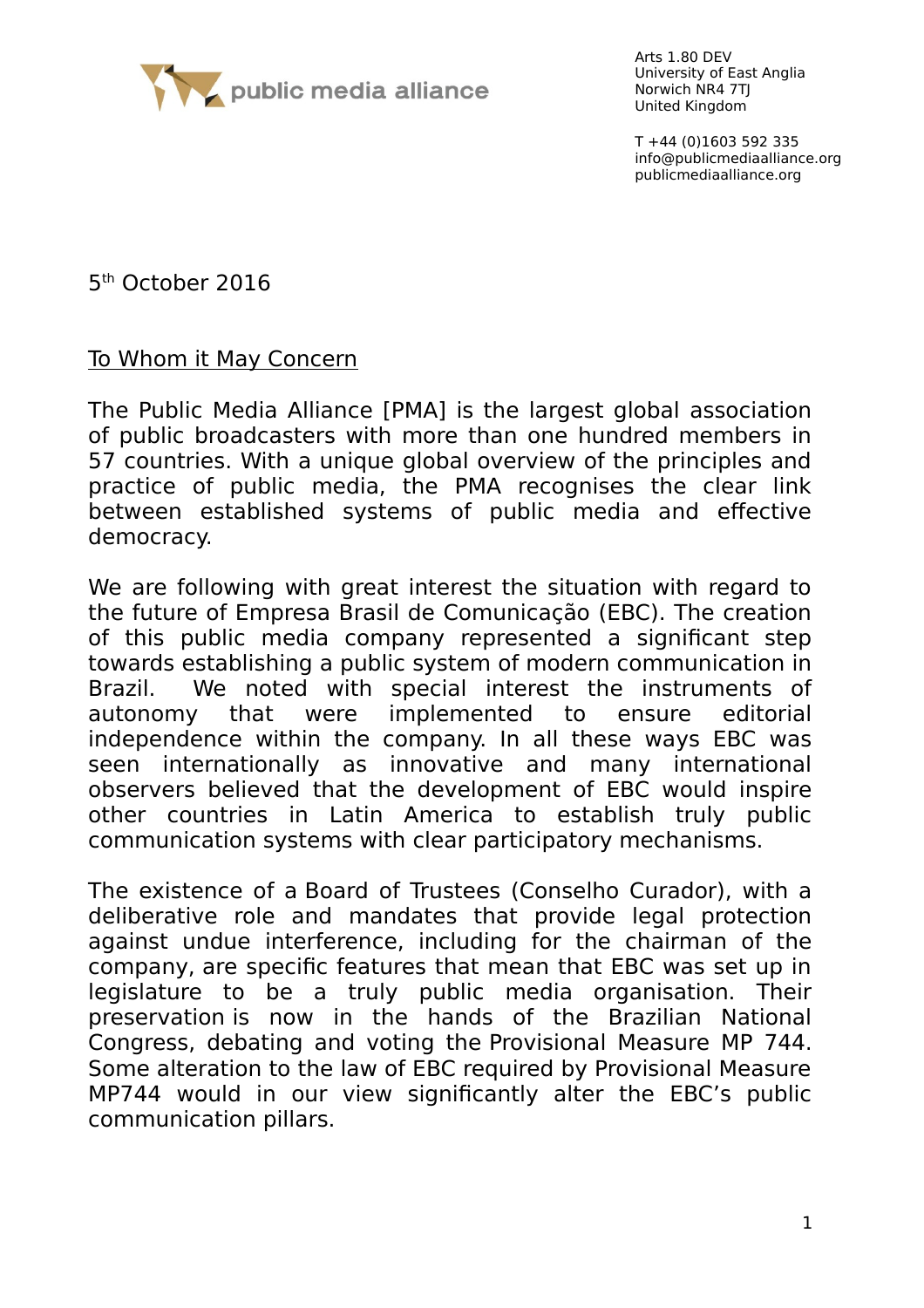public media alliance

Arts 1.80 DEV
University of East Anglia
Norwich NR4 7TJ
United Kingdom

T +44 (0)1603 592 335
info@publicmediaalliance.org
publicmediaalliance.org

5th October 2016

To Whom it May Concern

The Public Media Alliance [PMA] is the largest global association of public broadcasters with more than one hundred members in 57 countries. With a unique global overview of the principles and practice of public media, the PMA recognises the clear link between established systems of public media and effective democracy.

We are following with great interest the situation with regard to the future of Empresa Brasil de Comunicação (EBC). The creation of this public media company represented a significant step towards establishing a public system of modern communication in Brazil. We noted with special interest the instruments of autonomy that were implemented to ensure editorial independence within the company. In all these ways EBC was seen internationally as innovative and many international observers believed that the development of EBC would inspire other countries in Latin America to establish truly public communication systems with clear participatory mechanisms.

The existence of a Board of Trustees (Conselho Curador), with a deliberative role and mandates that provide legal protection against undue interference, including for the chairman of the company, are specific features that mean that EBC was set up in legislature to be a truly public media organisation. Their preservation is now in the hands of the Brazilian National Congress, debating and voting the Provisional Measure MP 744. Some alteration to the law of EBC required by Provisional Measure MP744 would in our view significantly alter the EBC's public communication pillars.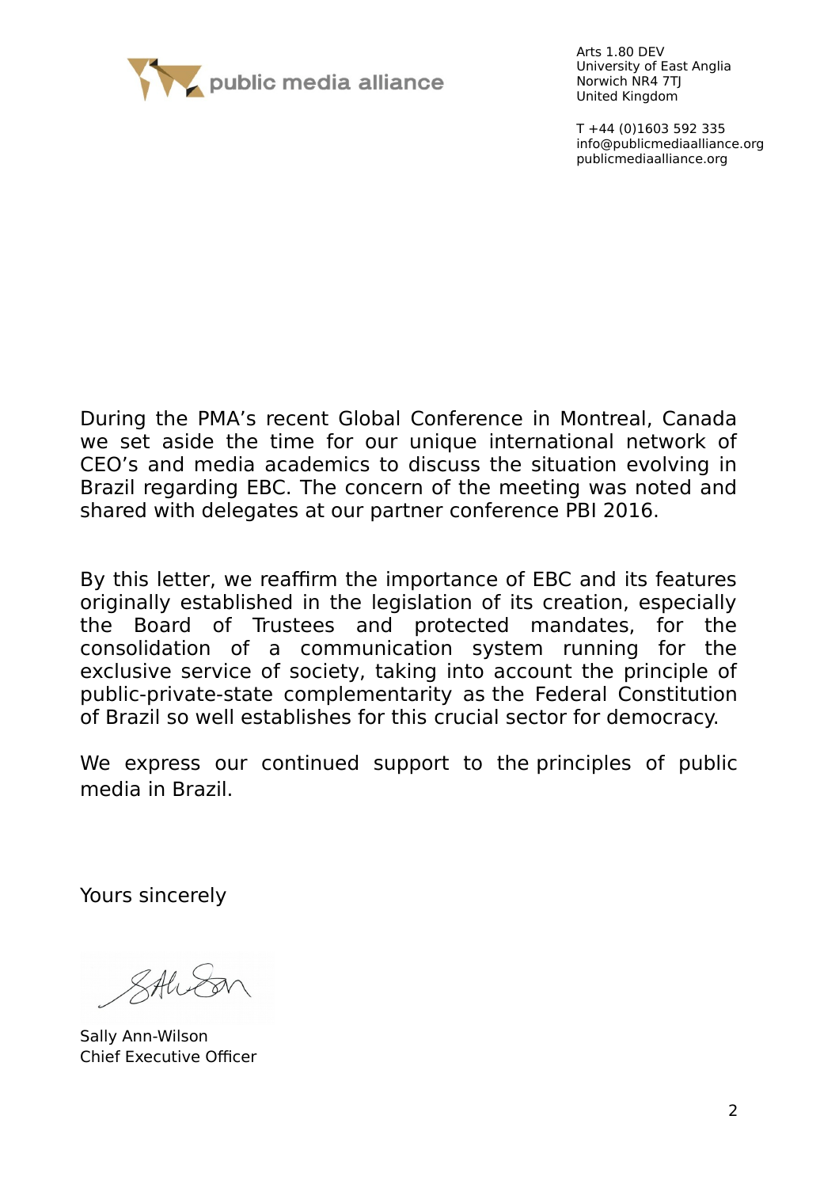public media alliance

Arts 1.80 DEV
University of East Anglia
Norwich NR4 7TJ
United Kingdom

T +44 (0)1603 592 335
info@publicmediaalliance.org
publicmediaalliance.org

During the PMA's recent Global Conference in Montreal, Canada we set aside the time for our unique international network of CEO's and media academics to discuss the situation evolving in Brazil regarding EBC. The concern of the meeting was noted and shared with delegates at our partner conference PBI 2016.

By this letter, we reaffirm the importance of EBC and its features originally established in the legislation of its creation, especially the Board of Trustees and protected mandates, for the consolidation of a communication system running for the exclusive service of society, taking into account the principle of public-private-state complementarity as the Federal Constitution of Brazil so well establishes for this crucial sector for democracy.

We express our continued support to the principles of public media in Brazil.

Yours sincerely

Sally Ann-Wilson
Chief Executive Officer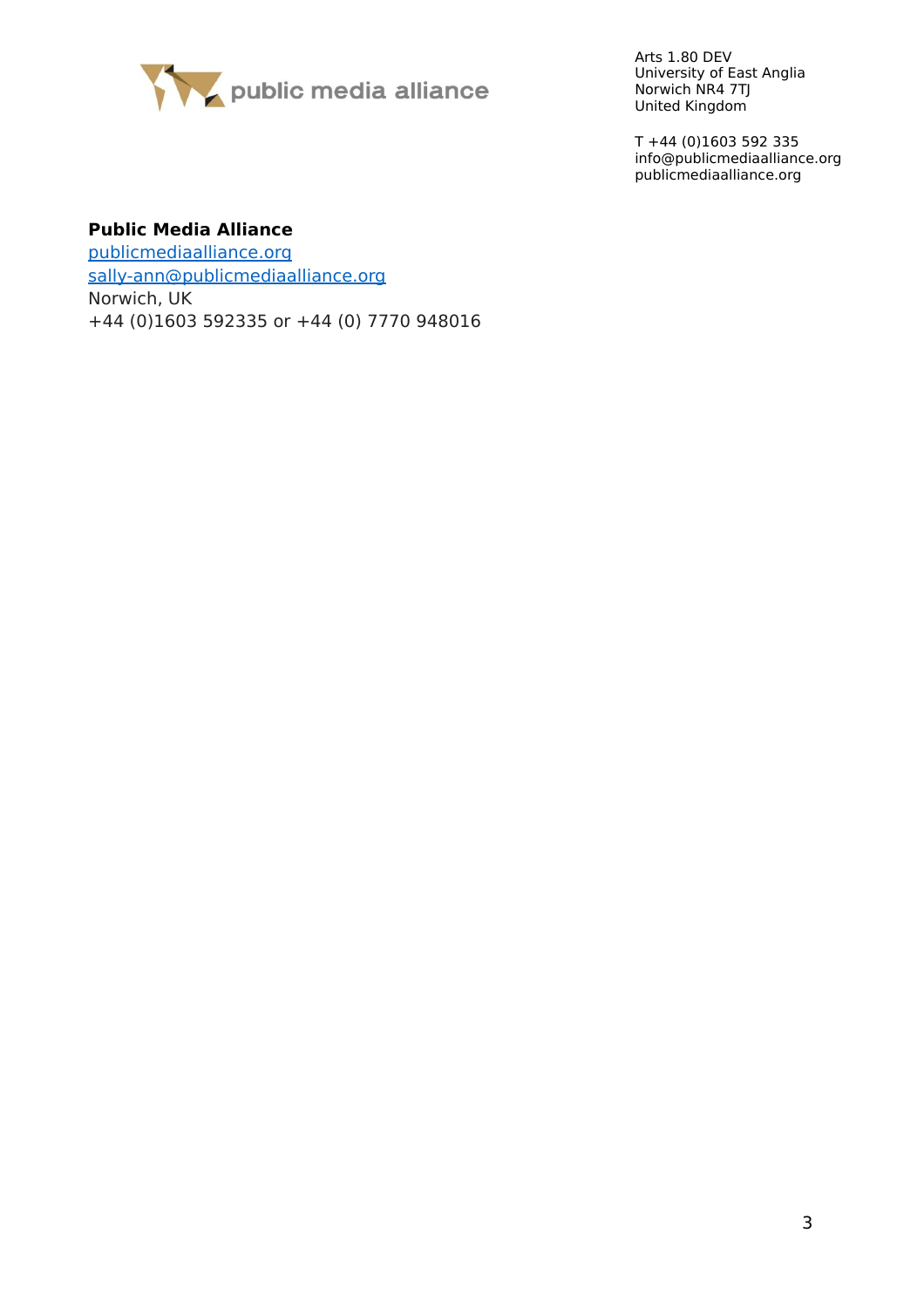public media alliance

Arts 1.80 DEV
University of East Anglia
Norwich NR4 7TJ
United Kingdom

T +44 (0)1603 592 335
info@publicmediaalliance.org
publicmediaalliance.org

**Public Media Alliance**
publicmediaalliance.org
sally-ann@publicmediaalliance.org
Norwich, UK
+44 (0)1603 592335 or +44 (0) 7770 948016